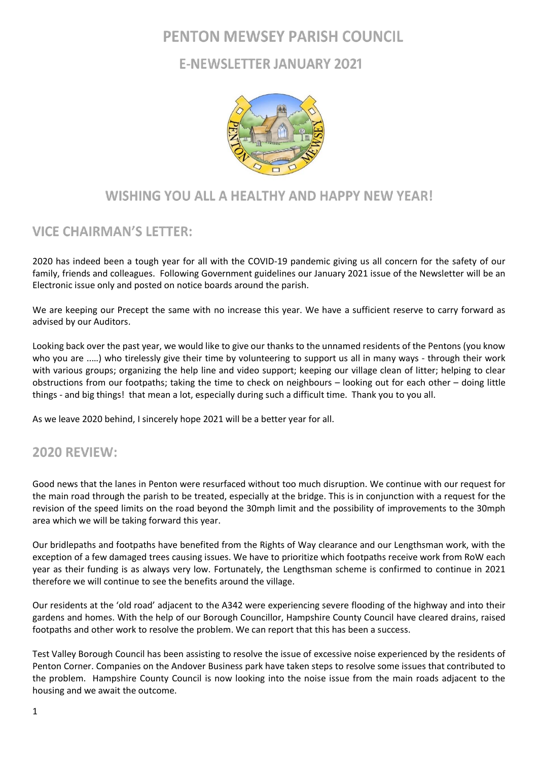# PENTON MEWSEY PARISH COUNCIL

## E-NEWSLETTER JANUARY 2021

## WISHING YOU ALL A HEALTHY AND HAPPY NEW YEAR!

## VICE CHAIRMAN'S LETTER:

2020 has indeed been a tough year for all with the COVID-19 pandemic giving us all concern for the safety of our family, friends and colleagues. Following Government guidelines our January 2021 issue of the Newsletter will be an Electronic issue only and posted on notice boards around the parish.

We are keeping our Precept the same with no increase this year. We have a sufficient reserve to carry forward as advised by our Auditors.

Looking back over the past year, we would like to give our thanks to the unnamed residents of the Pentons (you know who you are .….) who tirelessly give their time by volunteering to support us all in many ways - through their work with various groups; organizing the help line and video support; keeping our village clean of litter; helping to clear obstructions from our footpaths; taking the time to check on neighbours – looking out for each other – doing little things - and big things! that mean a lot, especially during such a difficult time. Thank you to you all.

As we leave 2020 behind, I sincerely hope 2021 will be a better year for all.

## 2020 REVIEW:

Good news that the lanes in Penton were resurfaced without too much disruption. We continue with our request for the main road through the parish to be treated, especially at the bridge. This is in conjunction with a request for the revision of the speed limits on the road beyond the 30mph limit and the possibility of improvements to the 30mph area which we will be taking forward this year.

Our bridlepaths and footpaths have benefited from the Rights of Way clearance and our Lengthsman work, with the exception of a few damaged trees causing issues. We have to prioritize which footpaths receive work from RoW each year as their funding is as always very low. Fortunately, the Lengthsman scheme is confirmed to continue in 2021 therefore we will continue to see the benefits around the village.

Our residents at the 'old road' adjacent to the A342 were experiencing severe flooding of the highway and into their gardens and homes. With the help of our Borough Councillor, Hampshire County Council have cleared drains, raised footpaths and other work to resolve the problem. We can report that this has been a success.

Test Valley Borough Council has been assisting to resolve the issue of excessive noise experienced by the residents of Penton Corner. Companies on the Andover Business park have taken steps to resolve some issues that contributed to the problem. Hampshire County Council is now looking into the noise issue from the main roads adjacent to the housing and we await the outcome.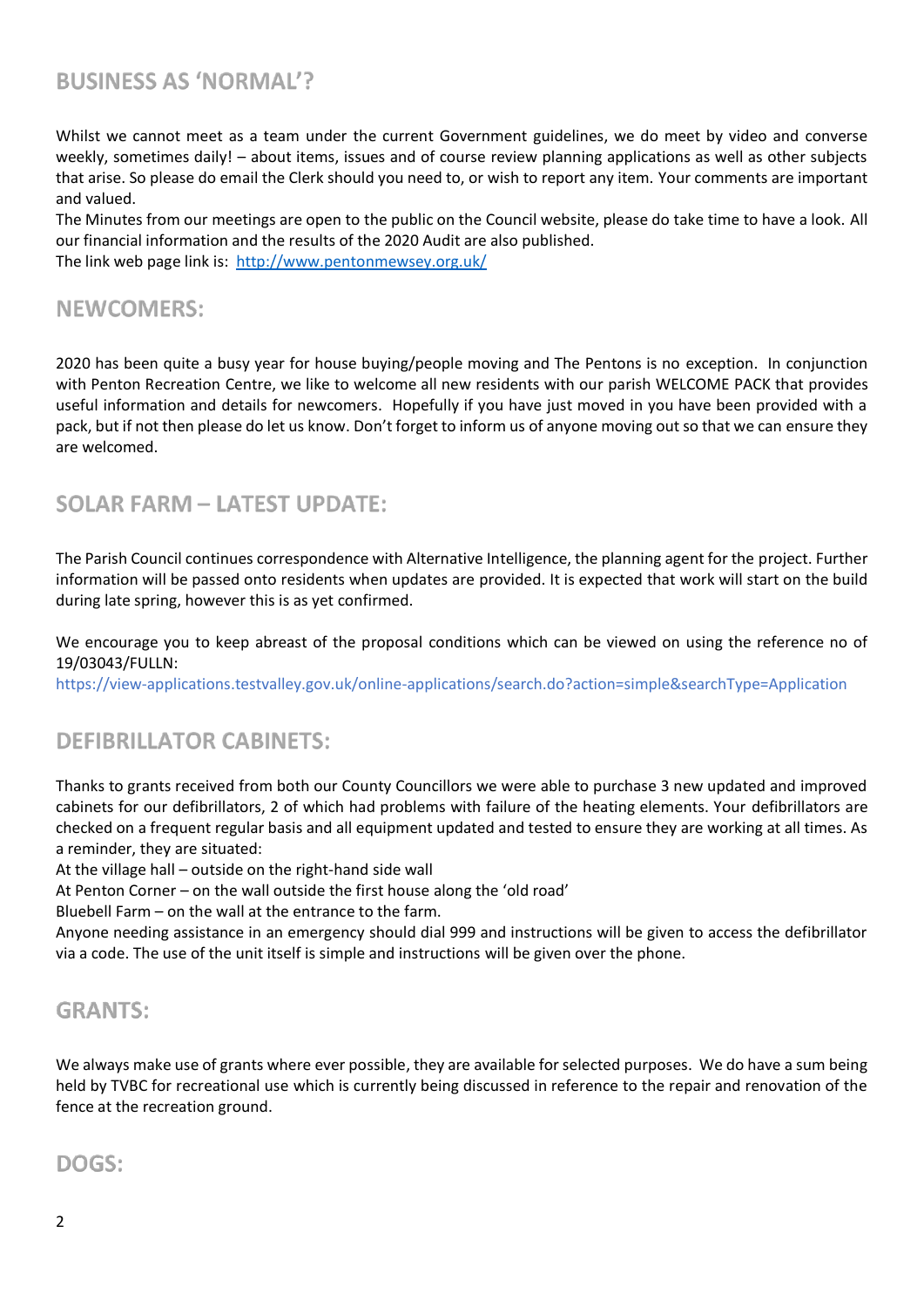## BUSINESS AS 'NORMAL'?

Whilst we cannot meet as a team under the current Government guidelines, we do meet by video and converse weekly, sometimes daily! – about items, issues and of course review planning applications as well as other subjects that arise. So please do email the Clerk should you need to, or wish to report any item. Your comments are important and valued.

The Minutes from our meetings are open to the public on the Council website, please do take time to have a look. All our financial information and the results of the 2020 Audit are also published.

The link web page link is: [http://www.pentonmewsey.org.uk/](http://www.pentonmewsey.org.uk/)

## NEWCOMERS:

2020 has been quite a busy year for house buying/people moving and The Pentons is no exception. In conjunction with Penton Recreation Centre, we like to welcome all new residents with our parish WELCOME PACK that provides useful information and details for newcomers. Hopefully if you have just moved in you have been provided with a pack, but if not then please do let us know. Don't forget to inform us of anyone moving out so that we can ensure they are welcomed.

## SOLAR FARM – LATEST UPDATE:

The Parish Council continues correspondence with Alternative Intelligence, the planning agent for the project. Further information will be passed onto residents when updates are provided. It is expected that work will start on the build during late spring, however this is as yet confirmed.

We encourage you to keep abreast of the proposal conditions which can be viewed on using the reference no of 19/03043/FULLN:

https://view-applications.testvalley.gov.uk/online-applications/search.do?action=simple&searchType=Application

## DEFIBRILLATOR CABINETS:

Thanks to grants received from both our County Councillors we were able to purchase 3 new updated and improved cabinets for our defibrillators, 2 of which had problems with failure of the heating elements. Your defibrillators are checked on a frequent regular basis and all equipment updated and tested to ensure they are working at all times. As a reminder, they are situated:

At the village hall – outside on the right-hand side wall

At Penton Corner – on the wall outside the first house along the 'old road'

Bluebell Farm – on the wall at the entrance to the farm.

Anyone needing assistance in an emergency should dial 999 and instructions will be given to access the defibrillator via a code. The use of the unit itself is simple and instructions will be given over the phone.

## GRANTS:

We always make use of grants where ever possible, they are available for selected purposes. We do have a sum being held by TVBC for recreational use which is currently being discussed in reference to the repair and renovation of the fence at the recreation ground.

## DOGS: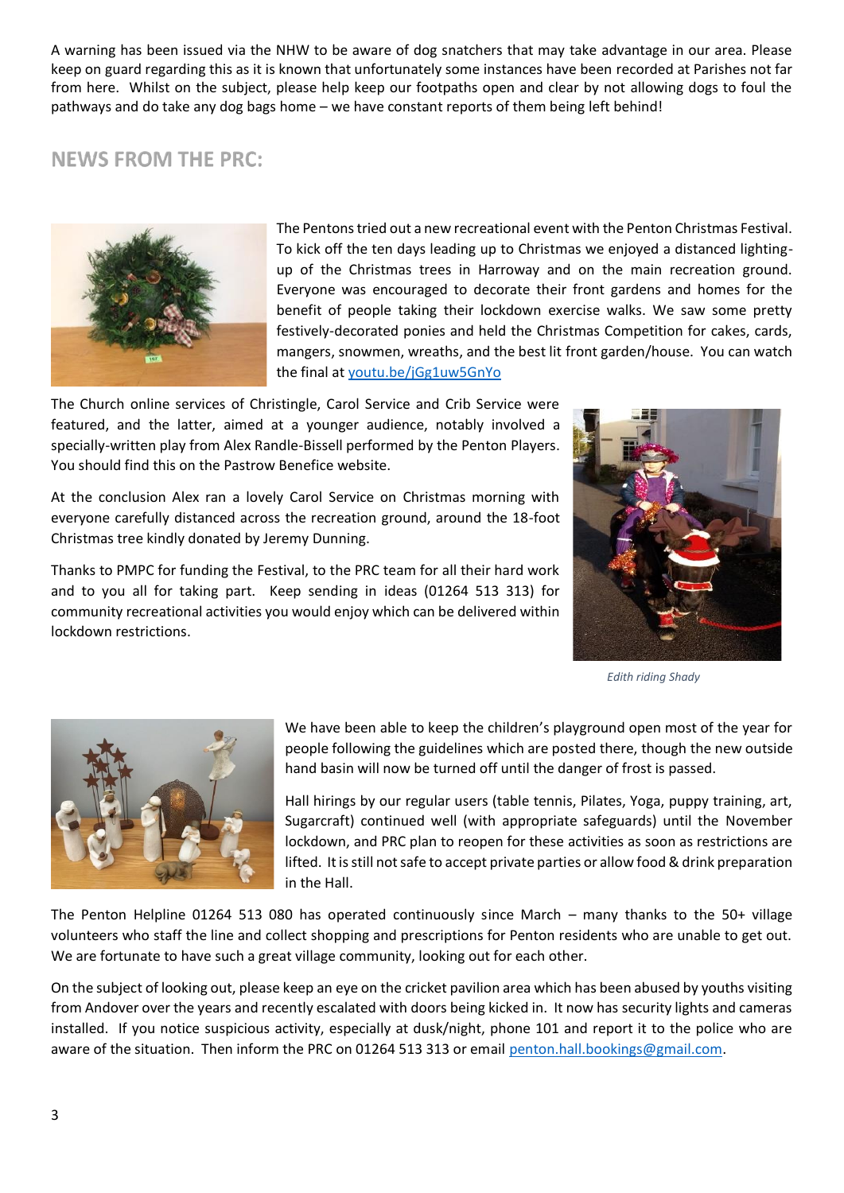A warning has been issued via the NHW to be aware of dog snatchers that may take advantage in our area. Please keep on guard regarding this as it is known that unfortunately some instances have been recorded at Parishes not far from here. Whilst on the subject, please help keep our footpaths open and clear by not allowing dogs to foul the pathways and do take any dog bags home – we have constant reports of them being left behind!

## NEWS FROM THE PRC:

The Pentons tried out a new recreational event with the Penton Christmas Festival. To kick off the ten days leading up to Christmas we enjoyed a distanced lighting-up of the Christmas trees in Harroway and on the main recreation ground. Everyone was encouraged to decorate their front gardens and homes for the benefit of people taking their lockdown exercise walks. We saw some pretty festively-decorated ponies and held the Christmas Competition for cakes, cards, mangers, snowmen, wreaths, and the best lit front garden/house. You can watch the final at [youtu.be/jGg1uw5GnYo](https://youtu.be/jGg1uw5GnYo)

The Church online services of Christingle, Carol Service and Crib Service were featured, and the latter, aimed at a younger audience, notably involved a specially-written play from Alex Randle-Bissell performed by the Penton Players. You should find this on the Pastrow Benefice website.

At the conclusion Alex ran a lovely Carol Service on Christmas morning with everyone carefully distanced across the recreation ground, around the 18-foot Christmas tree kindly donated by Jeremy Dunning.

Thanks to PMPC for funding the Festival, to the PRC team for all their hard work and to you all for taking part. Keep sending in ideas (01264 513 313) for community recreational activities you would enjoy which can be delivered within lockdown restrictions.

*Edith riding Shady*

We have been able to keep the children's playground open most of the year for people following the guidelines which are posted there, though the new outside hand basin will now be turned off until the danger of frost is passed.

Hall hirings by our regular users (table tennis, Pilates, Yoga, puppy training, art, Sugarcraft) continued well (with appropriate safeguards) until the November lockdown, and PRC plan to reopen for these activities as soon as restrictions are lifted. It is still not safe to accept private parties or allow food & drink preparation in the Hall.

The Penton Helpline 01264 513 080 has operated continuously since March – many thanks to the 50+ village volunteers who staff the line and collect shopping and prescriptions for Penton residents who are unable to get out. We are fortunate to have such a great village community, looking out for each other.

On the subject of looking out, please keep an eye on the cricket pavilion area which has been abused by youths visiting from Andover over the years and recently escalated with doors being kicked in. It now has security lights and cameras installed. If you notice suspicious activity, especially at dusk/night, phone 101 and report it to the police who are aware of the situation. Then inform the PRC on 01264 513 313 or email [penton.hall.bookings@gmail.com](mailto:penton.hall.bookings@gmail.com).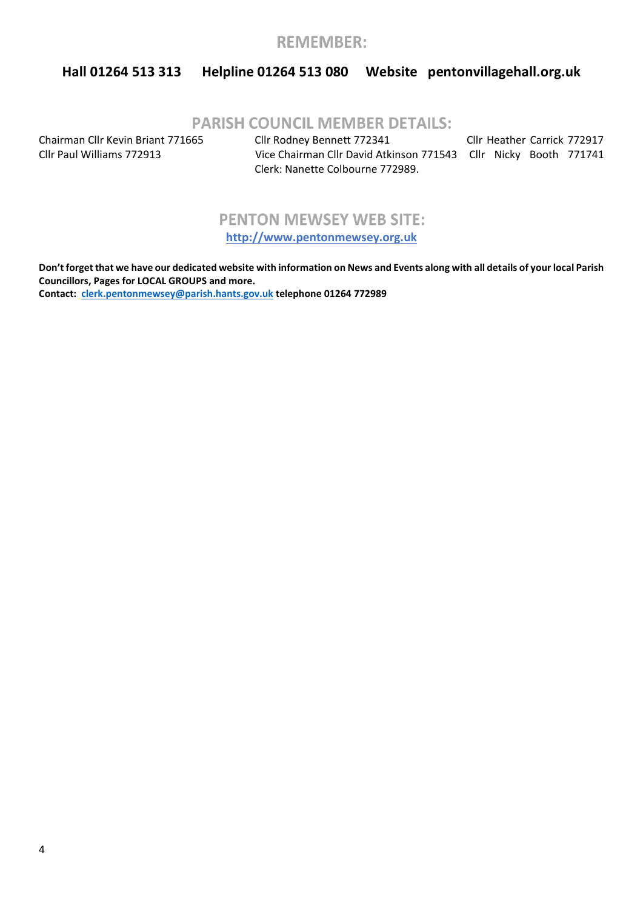## REMEMBER:

**Hall 01264 513 313 Helpline 01264 513 080 Website pentonvillagehall.org.uk**

## PARISH COUNCIL MEMBER DETAILS:

Chairman Cllr Kevin Briant 771665
Cllr Paul Williams 772913
Cllr Rodney Bennett 772341
Vice Chairman Cllr David Atkinson 771543
Clerk: Nanette Colbourne 772989.
Cllr Heather Carrick 772917
Cllr Nicky Booth 771741

## PENTON MEWSEY WEB SITE:

**http://www.pentonmewsey.org.uk**

**Don't forget that we have our dedicated website with information on News and Events along with all details of your local Parish Councillors, Pages for LOCAL GROUPS and more.**
**Contact: clerk.pentonmewsey@parish.hants.gov.uk telephone 01264 772989**